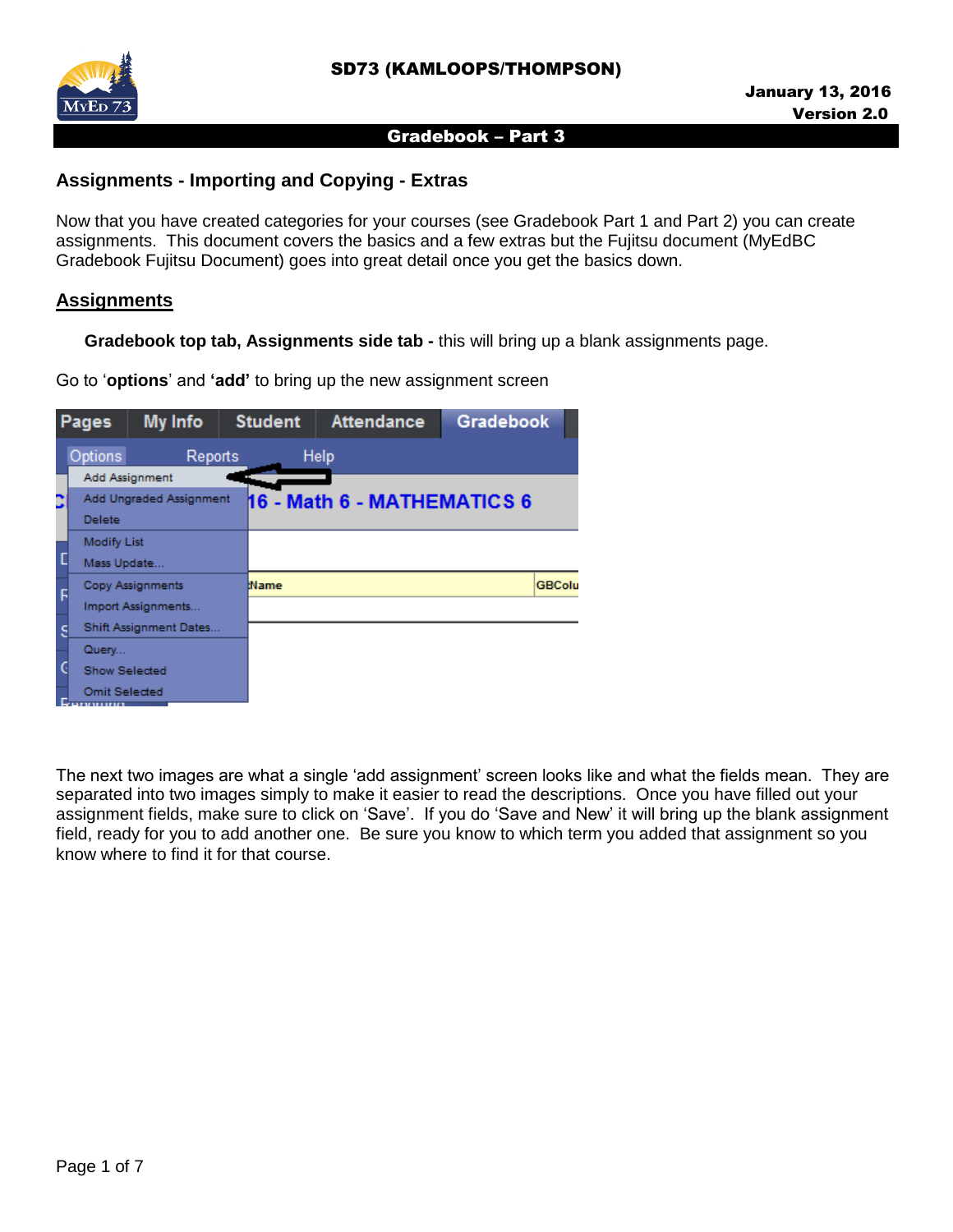# SD73 (KAMLOOPS/THOMPSON)

January 13, 2016
Version 2.0

## Gradebook – Part 3

### Assignments - Importing and Copying - Extras

Now that you have created categories for your courses (see Gradebook Part 1 and Part 2) you can create assignments. This document covers the basics and a few extras but the Fujitsu document (MyEdBC Gradebook Fujitsu Document) goes into great detail once you get the basics down.

### Assignments

**Gradebook top tab, Assignments side tab -** this will bring up a blank assignments page.

Go to '**options**' and **'add'** to bring up the new assignment screen

The next two images are what a single 'add assignment' screen looks like and what the fields mean. They are separated into two images simply to make it easier to read the descriptions. Once you have filled out your assignment fields, make sure to click on 'Save'. If you do 'Save and New' it will bring up the blank assignment field, ready for you to add another one. Be sure you know to which term you added that assignment so you know where to find it for that course.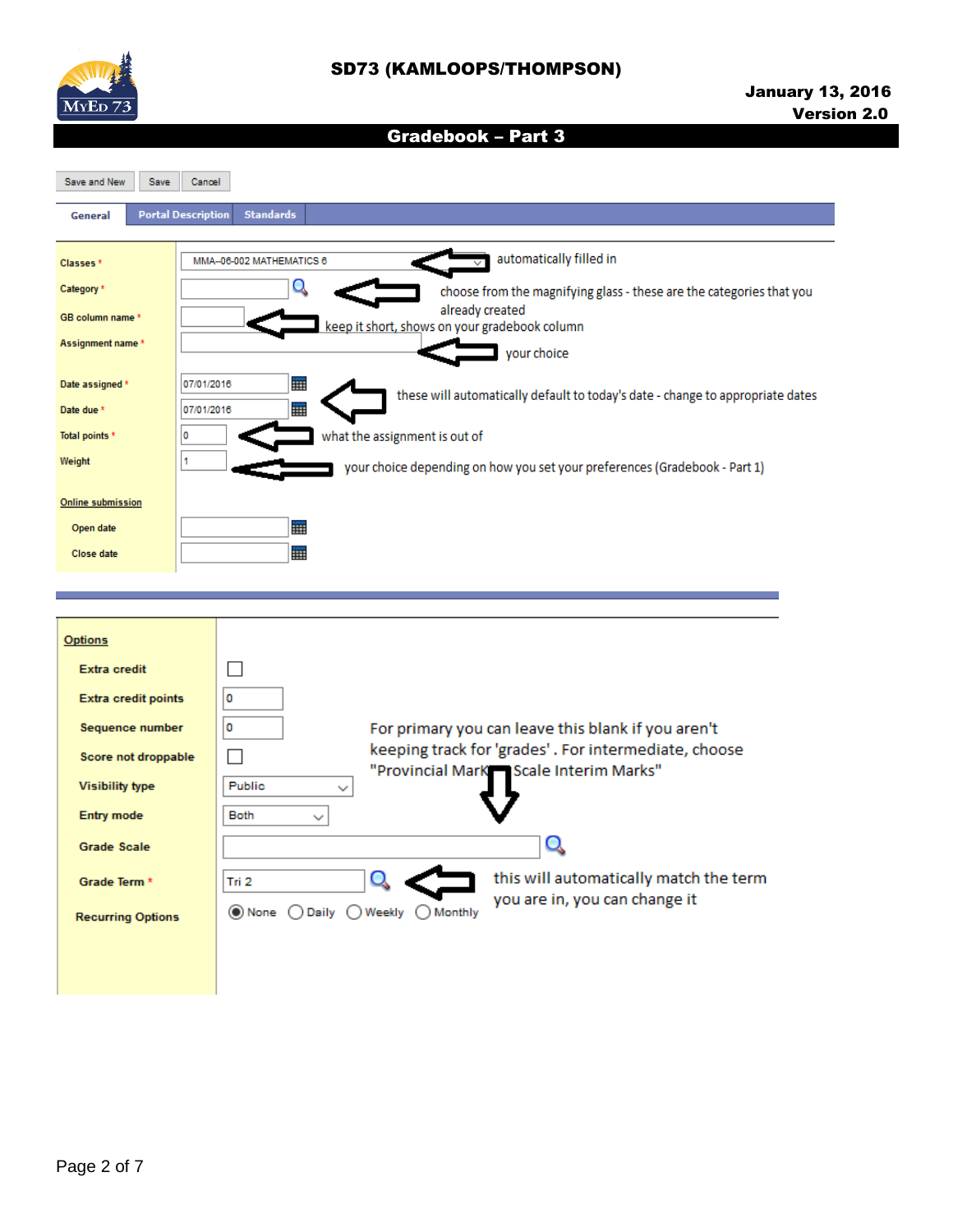Save and New | Save | Cancel

General | Portal Description | Standards

| Field | Value | Note |
| --- | --- | --- |
| Classes * | MMA-06-002 MATHEMATICS 6 | automatically filled in |
| Category * | | choose from the magnifying glass - these are the categories that you already created |
| GB column name * | | keep it short, shows on your gradebook column |
| Assignment name * | | your choice |
| Date assigned * | 07/01/2016 | these will automatically default to today's date - change to appropriate dates |
| Date due * | 07/01/2016 | |
| Total points * | 0 | what the assignment is out of |
| Weight | 1 | your choice depending on how you set your preferences (Gradebook - Part 1) |

**Online submission**

| Field | Value |
| --- | --- |
| Open date | |
| Close date | |

**Options**

| Field | Value | Note |
| --- | --- | --- |
| Extra credit | ☐ | |
| Extra credit points | 0 | |
| Sequence number | 0 | |
| Score not droppable | ☐ | |
| Visibility type | Public | |
| Entry mode | Both | |
| Grade Scale | | For primary you can leave this blank if you aren't keeping track for 'grades'. For intermediate, choose "Provincial Mark Scale Interim Marks" |
| Grade Term * | Tri 2 | this will automatically match the term you are in, you can change it |
| Recurring Options | ◉ None ○ Daily ○ Weekly ○ Monthly | |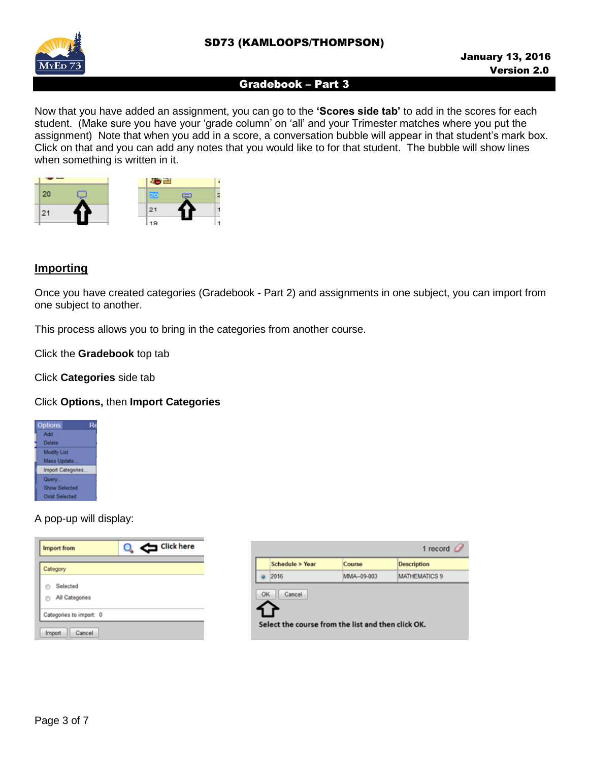Now that you have added an assignment, you can go to the **'Scores side tab'** to add in the scores for each student. (Make sure you have your 'grade column' on 'all' and your Trimester matches where you put the assignment) Note that when you add in a score, a conversation bubble will appear in that student's mark box. Click on that and you can add any notes that you would like to for that student. The bubble will show lines when something is written in it.

## Importing

Once you have created categories (Gradebook - Part 2) and assignments in one subject, you can import from one subject to another.

This process allows you to bring in the categories from another course.

Click the **Gradebook** top tab

Click **Categories** side tab

Click **Options,** then **Import Categories**

A pop-up will display: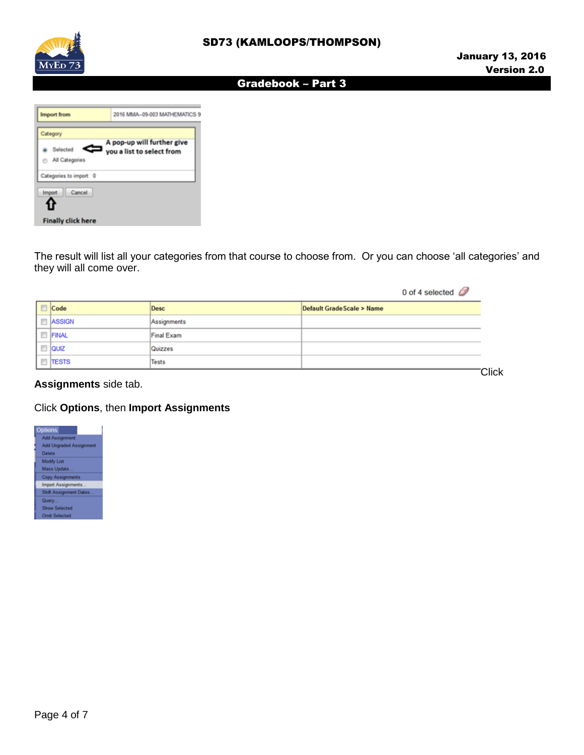The result will list all your categories from that course to choose from. Or you can choose ‘all categories’ and they will all come over.

Click **Assignments** side tab.

Click **Options**, then **Import Assignments**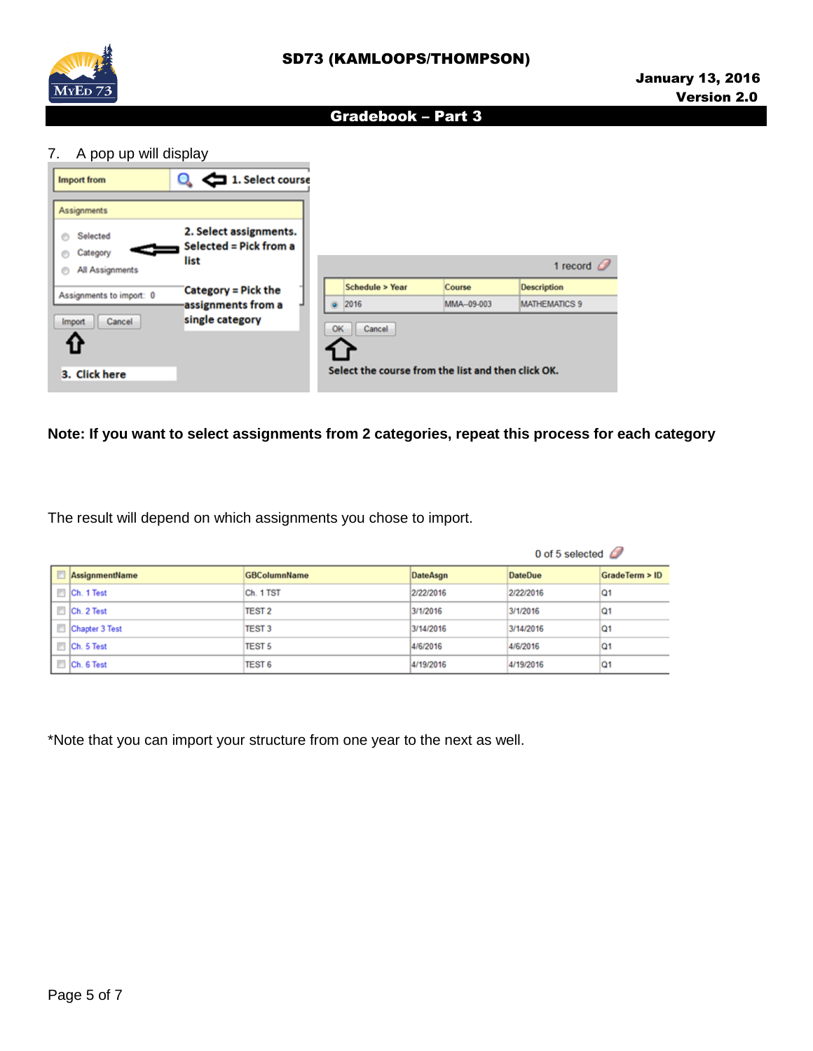7. A pop up will display

Import from — 1. Select course

Assignments

- Selected
- Category
- All Assignments

2. Select assignments. Selected = Pick from a list

Category = Pick the assignments from a single category

Assignments to import: 0

Import | Cancel

3. Click here

1 record

| Schedule > Year | Course | Description |
|---|---|---|
| 2016 | MMA--09-003 | MATHEMATICS 9 |

OK | Cancel

Select the course from the list and then click OK.

**Note: If you want to select assignments from 2 categories, repeat this process for each category**

The result will depend on which assignments you chose to import.

0 of 5 selected

| AssignmentName | GBColumnName | DateAsgn | DateDue | GradeTerm > ID |
|---|---|---|---|---|
| Ch. 1 Test | Ch. 1 TST | 2/22/2016 | 2/22/2016 | Q1 |
| Ch. 2 Test | TEST 2 | 3/1/2016 | 3/1/2016 | Q1 |
| Chapter 3 Test | TEST 3 | 3/14/2016 | 3/14/2016 | Q1 |
| Ch. 5 Test | TEST 5 | 4/6/2016 | 4/6/2016 | Q1 |
| Ch. 6 Test | TEST 6 | 4/19/2016 | 4/19/2016 | Q1 |

*Note that you can import your structure from one year to the next as well.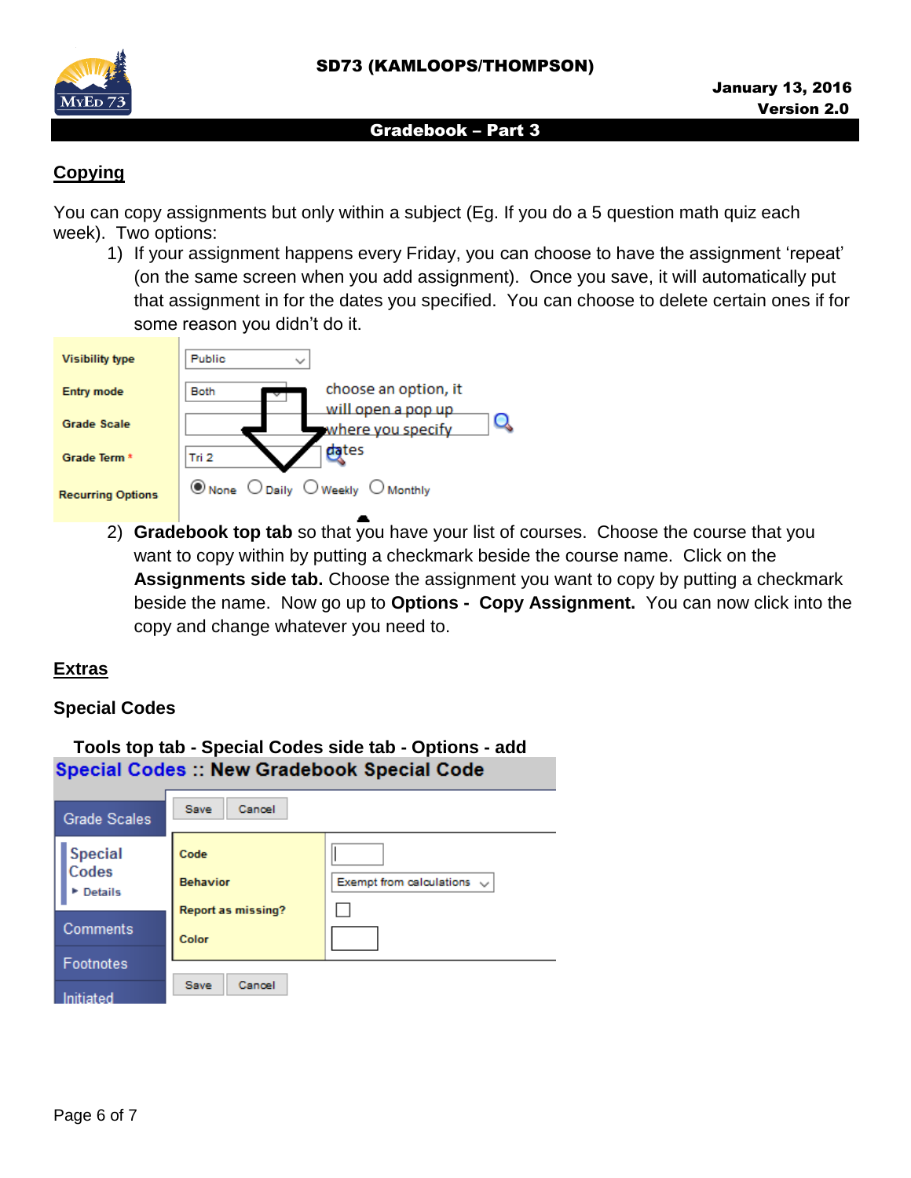## Copying

You can copy assignments but only within a subject (Eg. If you do a 5 question math quiz each week). Two options:

1) If your assignment happens every Friday, you can choose to have the assignment 'repeat' (on the same screen when you add assignment). Once you save, it will automatically put that assignment in for the dates you specified. You can choose to delete certain ones if for some reason you didn't do it.

| Field | Value |
|---|---|
| Visibility type | Public |
| Entry mode | Both |
| Grade Scale | |
| Grade Term * | Tri 2 |
| Recurring Options | None / Daily / Weekly / Monthly |

choose an option, it will open a pop up where you specify dates

2) **Gradebook top tab** so that you have your list of courses. Choose the course that you want to copy within by putting a checkmark beside the course name. Click on the **Assignments side tab.** Choose the assignment you want to copy by putting a checkmark beside the name. Now go up to **Options - Copy Assignment.** You can now click into the copy and change whatever you need to.

## Extras

### Special Codes

**Tools top tab - Special Codes side tab - Options - add**

**Special Codes :: New Gradebook Special Code**

Side tabs: Grade Scales, Special Codes (Details), Comments, Footnotes, Initiated

Save | Cancel

| Field | Value |
|---|---|
| Code | |
| Behavior | Exempt from calculations |
| Report as missing? | ☐ |
| Color | |

Save | Cancel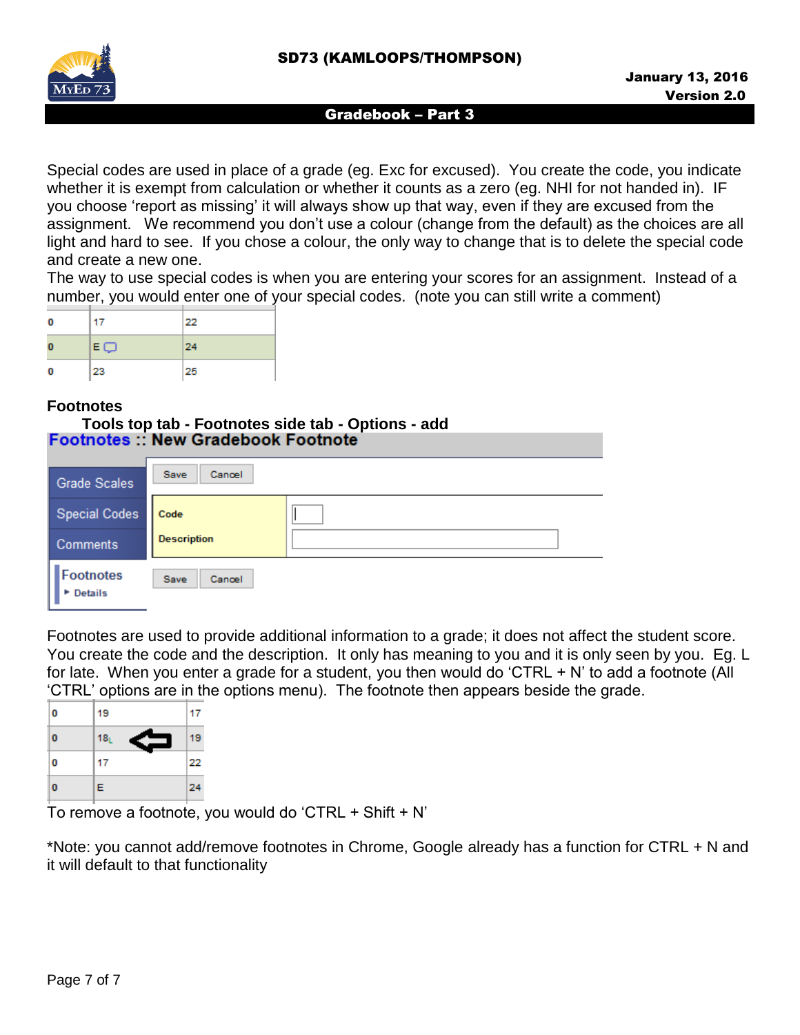Special codes are used in place of a grade (eg. Exc for excused). You create the code, you indicate whether it is exempt from calculation or whether it counts as a zero (eg. NHI for not handed in). IF you choose 'report as missing' it will always show up that way, even if they are excused from the assignment. We recommend you don't use a colour (change from the default) as the choices are all light and hard to see. If you chose a colour, the only way to change that is to delete the special code and create a new one.
The way to use special codes is when you are entering your scores for an assignment. Instead of a number, you would enter one of your special codes. (note you can still write a comment)

| | | |
|---|---|---|
| 0 | 17 | 22 |
| 0 | E | 24 |
| 0 | 23 | 25 |

**Footnotes**

**Tools top tab - Footnotes side tab - Options - add**

**Footnotes :: New Gradebook Footnote**

Grade Scales
Special Codes
Comments
Footnotes
Details

Save Cancel

| | |
|---|---|
| Code | |
| Description | |

Save Cancel

Footnotes are used to provide additional information to a grade; it does not affect the student score. You create the code and the description. It only has meaning to you and it is only seen by you. Eg. L for late. When you enter a grade for a student, you then would do 'CTRL + N' to add a footnote (All 'CTRL' options are in the options menu). The footnote then appears beside the grade.

| | | |
|---|---|---|
| 0 | 19 | 17 |
| 0 | 18L | 19 |
| 0 | 17 | 22 |
| 0 | E | 24 |

To remove a footnote, you would do 'CTRL + Shift + N'

*Note: you cannot add/remove footnotes in Chrome, Google already has a function for CTRL + N and it will default to that functionality